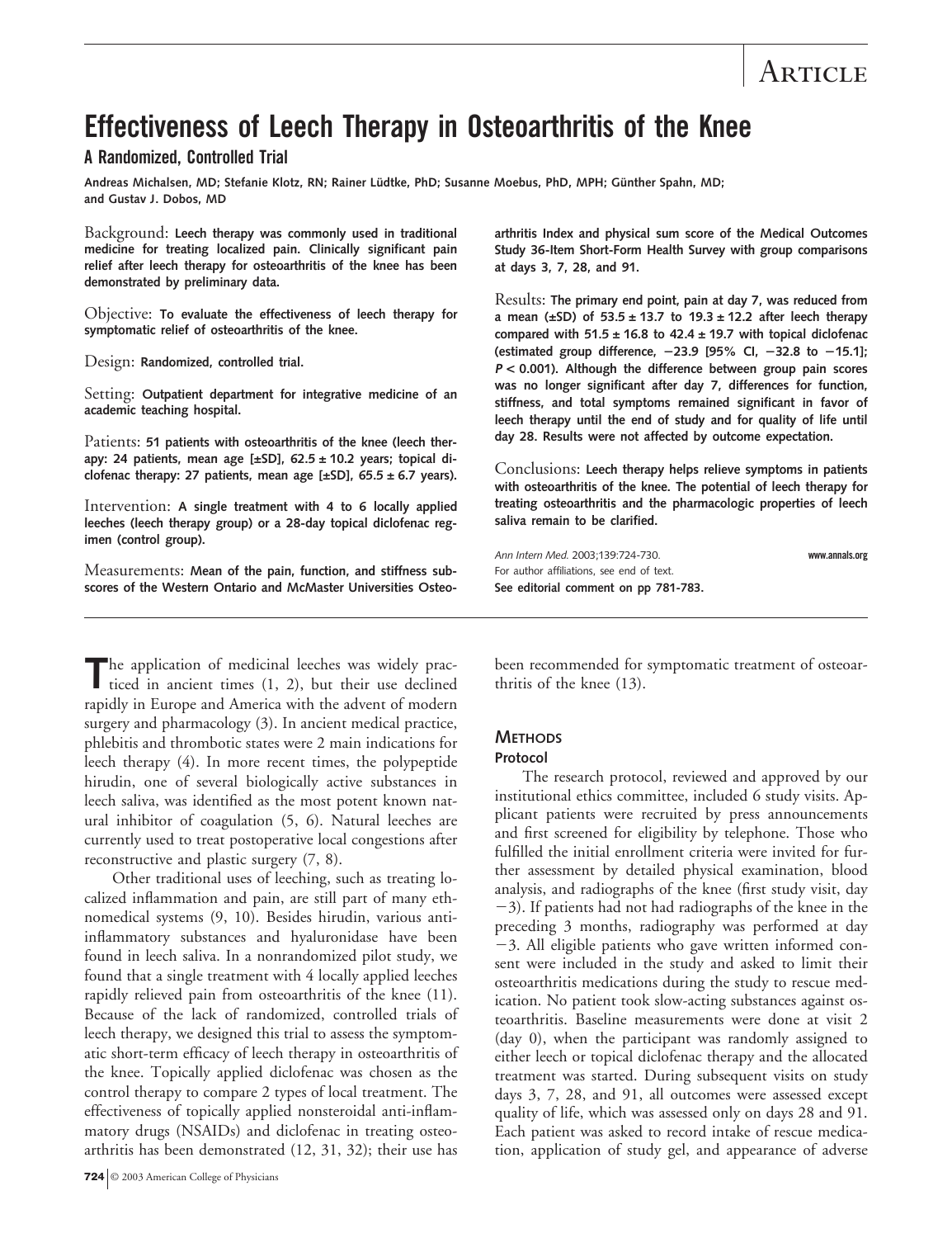# Effectiveness of Leech Therapy in Osteoarthritis of the Knee

## A Randomized, Controlled Trial

Andreas Michalsen, MD; Stefanie Klotz, RN; Rainer Lüdtke, PhD; Susanne Moebus, PhD, MPH; Günther Spahn, MD; and Gustav J. Dobos, MD

**Background:** Leech therapy was commonly used in traditional medicine for treating localized pain. Clinically significant pain relief after leech therapy for osteoarthritis of the knee has been demonstrated by preliminary data.

**Objective:** To evaluate the effectiveness of leech therapy for symptomatic relief of osteoarthritis of the knee.

**Design:** Randomized, controlled trial.

**Setting:** Outpatient department for integrative medicine of an academic teaching hospital.

**Patients:** 51 patients with osteoarthritis of the knee (leech therapy: 24 patients, mean age [±SD], 62.5 ± 10.2 years; topical diclofenac therapy: 27 patients, mean age [±SD], 65.5 ± 6.7 years).

**Intervention:** A single treatment with 4 to 6 locally applied leeches (leech therapy group) or a 28-day topical diclofenac regimen (control group).

**Measurements:** Mean of the pain, function, and stiffness subscores of the Western Ontario and McMaster Universities Osteoarthritis Index and physical sum score of the Medical Outcomes Study 36-Item Short-Form Health Survey with group comparisons at days 3, 7, 28, and 91.

**Results:** The primary end point, pain at day 7, was reduced from a mean (±SD) of 53.5 ± 13.7 to 19.3 ± 12.2 after leech therapy compared with 51.5 ± 16.8 to 42.4 ± 19.7 with topical diclofenac (estimated group difference, −23.9 [95% CI, −32.8 to −15.1]; $P < 0.001$). Although the difference between group pain scores was no longer significant after day 7, differences for function, stiffness, and total symptoms remained significant in favor of leech therapy until the end of study and for quality of life until day 28. Results were not affected by outcome expectation.

**Conclusions:** Leech therapy helps relieve symptoms in patients with osteoarthritis of the knee. The potential of leech therapy for treating osteoarthritis and the pharmacologic properties of leech saliva remain to be clarified.

*Ann Intern Med.* 2003;139:724-730. www.annals.org

For author affiliations, see end of text.

**See editorial comment on pp 781-783.**

The application of medicinal leeches was widely practiced in ancient times (1, 2), but their use declined rapidly in Europe and America with the advent of modern surgery and pharmacology (3). In ancient medical practice, phlebitis and thrombotic states were 2 main indications for leech therapy (4). In more recent times, the polypeptide hirudin, one of several biologically active substances in leech saliva, was identified as the most potent known natural inhibitor of coagulation (5, 6). Natural leeches are currently used to treat postoperative local congestions after reconstructive and plastic surgery (7, 8).

Other traditional uses of leeching, such as treating localized inflammation and pain, are still part of many ethnomedical systems (9, 10). Besides hirudin, various anti-inflammatory substances and hyaluronidase have been found in leech saliva. In a nonrandomized pilot study, we found that a single treatment with 4 locally applied leeches rapidly relieved pain from osteoarthritis of the knee (11). Because of the lack of randomized, controlled trials of leech therapy, we designed this trial to assess the symptomatic short-term efficacy of leech therapy in osteoarthritis of the knee. Topically applied diclofenac was chosen as the control therapy to compare 2 types of local treatment. The effectiveness of topically applied nonsteroidal anti-inflammatory drugs (NSAIDs) and diclofenac in treating osteoarthritis has been demonstrated (12, 31, 32); their use has been recommended for symptomatic treatment of osteoarthritis of the knee (13).

## Methods

### Protocol

The research protocol, reviewed and approved by our institutional ethics committee, included 6 study visits. Applicant patients were recruited by press announcements and first screened for eligibility by telephone. Those who fulfilled the initial enrollment criteria were invited for further assessment by detailed physical examination, blood analysis, and radiographs of the knee (first study visit, day −3). If patients had not had radiographs of the knee in the preceding 3 months, radiography was performed at day −3. All eligible patients who gave written informed consent were included in the study and asked to limit their osteoarthritis medications during the study to rescue medication. No patient took slow-acting substances against osteoarthritis. Baseline measurements were done at visit 2 (day 0), when the participant was randomly assigned to either leech or topical diclofenac therapy and the allocated treatment was started. During subsequent visits on study days 3, 7, 28, and 91, all outcomes were assessed except quality of life, which was assessed only on days 28 and 91. Each patient was asked to record intake of rescue medication, application of study gel, and appearance of adverse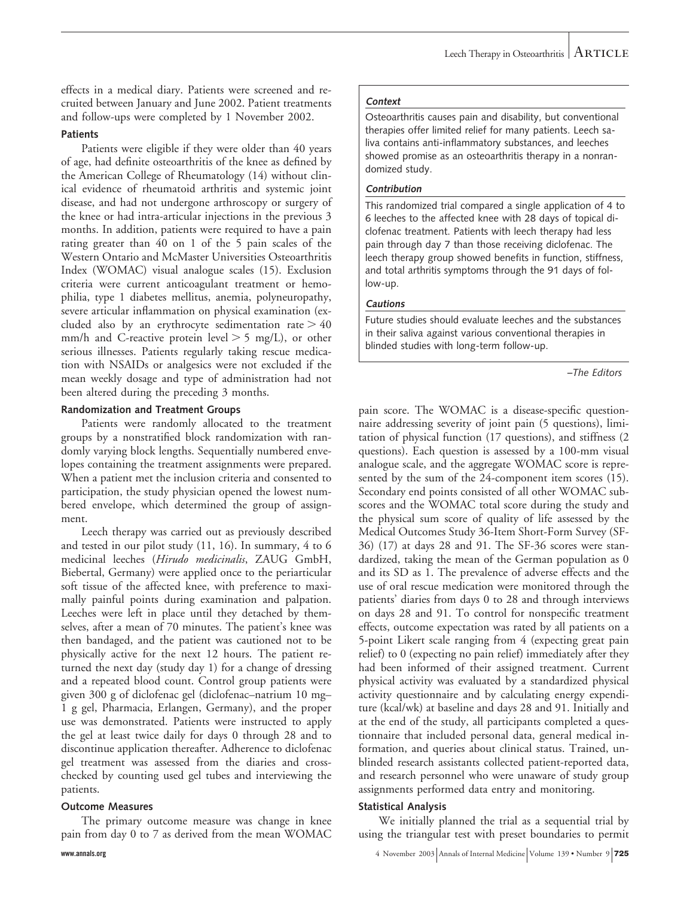effects in a medical diary. Patients were screened and recruited between January and June 2002. Patient treatments and follow-ups were completed by 1 November 2002.

### Patients

Patients were eligible if they were older than 40 years of age, had definite osteoarthritis of the knee as defined by the American College of Rheumatology (14) without clinical evidence of rheumatoid arthritis and systemic joint disease, and had not undergone arthroscopy or surgery of the knee or had intra-articular injections in the previous 3 months. In addition, patients were required to have a pain rating greater than 40 on 1 of the 5 pain scales of the Western Ontario and McMaster Universities Osteoarthritis Index (WOMAC) visual analogue scales (15). Exclusion criteria were current anticoagulant treatment or hemophilia, type 1 diabetes mellitus, anemia, polyneuropathy, severe articular inflammation on physical examination (excluded also by an erythrocyte sedimentation rate > 40 mm/h and C-reactive protein level > 5 mg/L), or other serious illnesses. Patients regularly taking rescue medication with NSAIDs or analgesics were not excluded if the mean weekly dosage and type of administration had not been altered during the preceding 3 months.

### Randomization and Treatment Groups

Patients were randomly allocated to the treatment groups by a nonstratified block randomization with randomly varying block lengths. Sequentially numbered envelopes containing the treatment assignments were prepared. When a patient met the inclusion criteria and consented to participation, the study physician opened the lowest numbered envelope, which determined the group of assignment.

Leech therapy was carried out as previously described and tested in our pilot study (11, 16). In summary, 4 to 6 medicinal leeches (*Hirudo medicinalis*, ZAUG GmbH, Biebertal, Germany) were applied once to the periarticular soft tissue of the affected knee, with preference to maximally painful points during examination and palpation. Leeches were left in place until they detached by themselves, after a mean of 70 minutes. The patient's knee was then bandaged, and the patient was cautioned not to be physically active for the next 12 hours. The patient returned the next day (study day 1) for a change of dressing and a repeated blood count. Control group patients were given 300 g of diclofenac gel (diclofenac–natrium 10 mg–1 g gel, Pharmacia, Erlangen, Germany), and the proper use was demonstrated. Patients were instructed to apply the gel at least twice daily for days 0 through 28 and to discontinue application thereafter. Adherence to diclofenac gel treatment was assessed from the diaries and cross-checked by counting used gel tubes and interviewing the patients.

### Outcome Measures

The primary outcome measure was change in knee pain from day 0 to 7 as derived from the mean WOMAC pain score. The WOMAC is a disease-specific questionnaire addressing severity of joint pain (5 questions), limitation of physical function (17 questions), and stiffness (2 questions). Each question is assessed by a 100-mm visual analogue scale, and the aggregate WOMAC score is represented by the sum of the 24-component item scores (15). Secondary end points consisted of all other WOMAC subscores and the WOMAC total score during the study and the physical sum score of quality of life assessed by the Medical Outcomes Study 36-Item Short-Form Survey (SF-36) (17) at days 28 and 91. The SF-36 scores were standardized, taking the mean of the German population as 0 and its SD as 1. The prevalence of adverse effects and the use of oral rescue medication were monitored through the patients' diaries from days 0 to 28 and through interviews on days 28 and 91. To control for nonspecific treatment effects, outcome expectation was rated by all patients on a 5-point Likert scale ranging from 4 (expecting great pain relief) to 0 (expecting no pain relief) immediately after they had been informed of their assigned treatment. Current physical activity was evaluated by a standardized physical activity questionnaire and by calculating energy expenditure (kcal/wk) at baseline and days 28 and 91. Initially and at the end of the study, all participants completed a questionnaire that included personal data, general medical information, and queries about clinical status. Trained, unblinded research assistants collected patient-reported data, and research personnel who were unaware of study group assignments performed data entry and monitoring.

> ***Context***
>
> Osteoarthritis causes pain and disability, but conventional therapies offer limited relief for many patients. Leech saliva contains anti-inflammatory substances, and leeches showed promise as an osteoarthritis therapy in a nonrandomized study.
>
> ***Contribution***
>
> This randomized trial compared a single application of 4 to 6 leeches to the affected knee with 28 days of topical diclofenac treatment. Patients with leech therapy had less pain through day 7 than those receiving diclofenac. The leech therapy group showed benefits in function, stiffness, and total arthritis symptoms through the 91 days of follow-up.
>
> ***Cautions***
>
> Future studies should evaluate leeches and the substances in their saliva against various conventional therapies in blinded studies with long-term follow-up.
>
> *–The Editors*

### Statistical Analysis

We initially planned the trial as a sequential trial by using the triangular test with preset boundaries to permit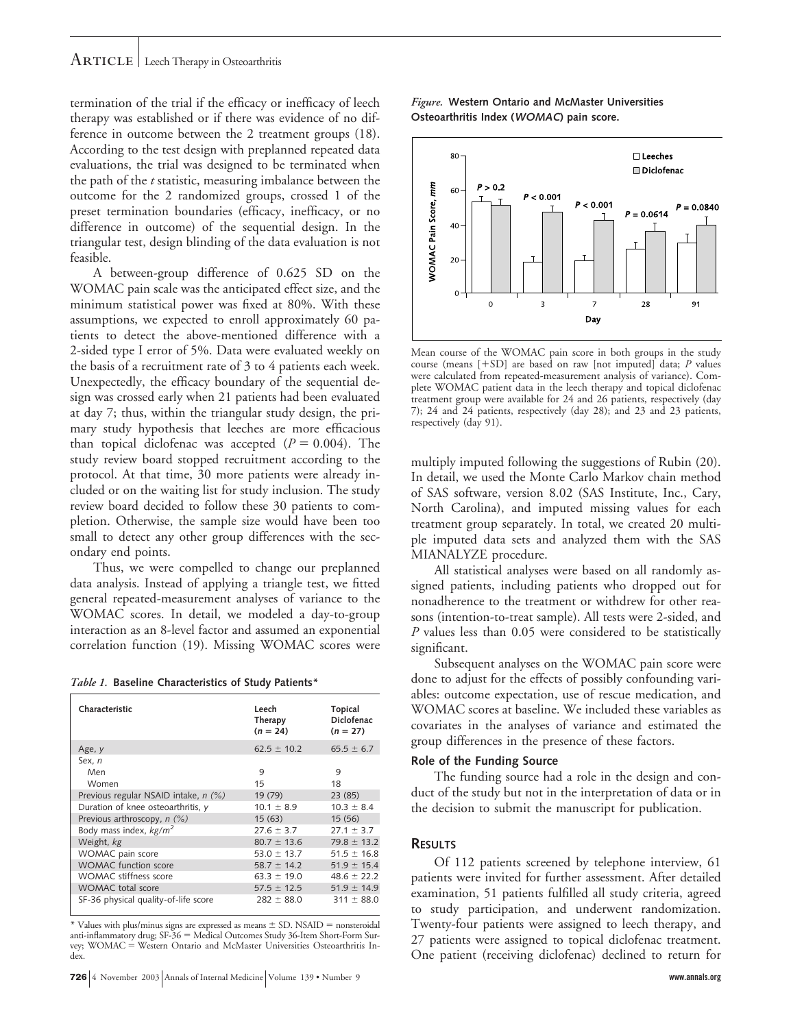termination of the trial if the efficacy or inefficacy of leech therapy was established or if there was evidence of no difference in outcome between the 2 treatment groups (18). According to the test design with preplanned repeated data evaluations, the trial was designed to be terminated when the path of the *t* statistic, measuring imbalance between the outcome for the 2 randomized groups, crossed 1 of the preset termination boundaries (efficacy, inefficacy, or no difference in outcome) of the sequential design. In the triangular test, design blinding of the data evaluation is not feasible.

A between-group difference of 0.625 SD on the WOMAC pain scale was the anticipated effect size, and the minimum statistical power was fixed at 80%. With these assumptions, we expected to enroll approximately 60 patients to detect the above-mentioned difference with a 2-sided type I error of 5%. Data were evaluated weekly on the basis of a recruitment rate of 3 to 4 patients each week. Unexpectedly, the efficacy boundary of the sequential design was crossed early when 21 patients had been evaluated at day 7; thus, within the triangular study design, the primary study hypothesis that leeches are more efficacious than topical diclofenac was accepted ($P = 0.004$). The study review board stopped recruitment according to the protocol. At that time, 30 more patients were already included or on the waiting list for study inclusion. The study review board decided to follow these 30 patients to completion. Otherwise, the sample size would have been too small to detect any other group differences with the secondary end points.

Thus, we were compelled to change our preplanned data analysis. Instead of applying a triangle test, we fitted general repeated-measurement analyses of variance to the WOMAC scores. In detail, we modeled a day-to-group interaction as an 8-level factor and assumed an exponential correlation function (19). Missing WOMAC scores were multiply imputed following the suggestions of Rubin (20). In detail, we used the Monte Carlo Markov chain method of SAS software, version 8.02 (SAS Institute, Inc., Cary, North Carolina), and imputed missing values for each treatment group separately. In total, we created 20 multiple imputed data sets and analyzed them with the SAS MIANALYZE procedure.

All statistical analyses were based on all randomly assigned patients, including patients who dropped out for nonadherence to the treatment or withdrew for other reasons (intention-to-treat sample). All tests were 2-sided, and *P* values less than 0.05 were considered to be statistically significant.

Subsequent analyses on the WOMAC pain score were done to adjust for the effects of possibly confounding variables: outcome expectation, use of rescue medication, and WOMAC scores at baseline. We included these variables as covariates in the analyses of variance and estimated the group differences in the presence of these factors.

*Table 1.* **Baseline Characteristics of Study Patients***

| Characteristic | Leech Therapy ($n = 24$) | Topical Diclofenac ($n = 27$) |
|---|---|---|
| Age, *y* | 62.5 ± 10.2 | 65.5 ± 6.7 |
| Sex, *n* | | |
| Men | 9 | 9 |
| Women | 15 | 18 |
| Previous regular NSAID intake, *n (%)* | 19 (79) | 23 (85) |
| Duration of knee osteoarthritis, *y* | 10.1 ± 8.9 | 10.3 ± 8.4 |
| Previous arthroscopy, *n (%)* | 15 (63) | 15 (56) |
| Body mass index, *kg/m²* | 27.6 ± 3.7 | 27.1 ± 3.7 |
| Weight, *kg* | 80.7 ± 13.6 | 79.8 ± 13.2 |
| WOMAC pain score | 53.0 ± 13.7 | 51.5 ± 16.8 |
| WOMAC function score | 58.7 ± 14.2 | 51.9 ± 15.4 |
| WOMAC stiffness score | 63.3 ± 19.0 | 48.6 ± 22.2 |
| WOMAC total score | 57.5 ± 12.5 | 51.9 ± 14.9 |
| SF-36 physical quality-of-life score | 282 ± 88.0 | 311 ± 88.0 |

\* Values with plus/minus signs are expressed as means ± SD. NSAID = nonsteroidal anti-inflammatory drug; SF-36 = Medical Outcomes Study 36-Item Short-Form Survey; WOMAC = Western Ontario and McMaster Universities Osteoarthritis Index.

*Figure.* **Western Ontario and McMaster Universities Osteoarthritis Index (*WOMAC*) pain score.**

Mean course of the WOMAC pain score in both groups in the study course (means [+SD] are based on raw [not imputed] data; *P* values were calculated from repeated-measurement analysis of variance). Complete WOMAC patient data in the leech therapy and topical diclofenac treatment group were available for 24 and 26 patients, respectively (day 7); 24 and 24 patients, respectively (day 28); and 23 and 23 patients, respectively (day 91).

### Role of the Funding Source

The funding source had a role in the design and conduct of the study but not in the interpretation of data or in the decision to submit the manuscript for publication.

## Results

Of 112 patients screened by telephone interview, 61 patients were invited for further assessment. After detailed examination, 51 patients fulfilled all study criteria, agreed to study participation, and underwent randomization. Twenty-four patients were assigned to leech therapy, and 27 patients were assigned to topical diclofenac treatment. One patient (receiving diclofenac) declined to return for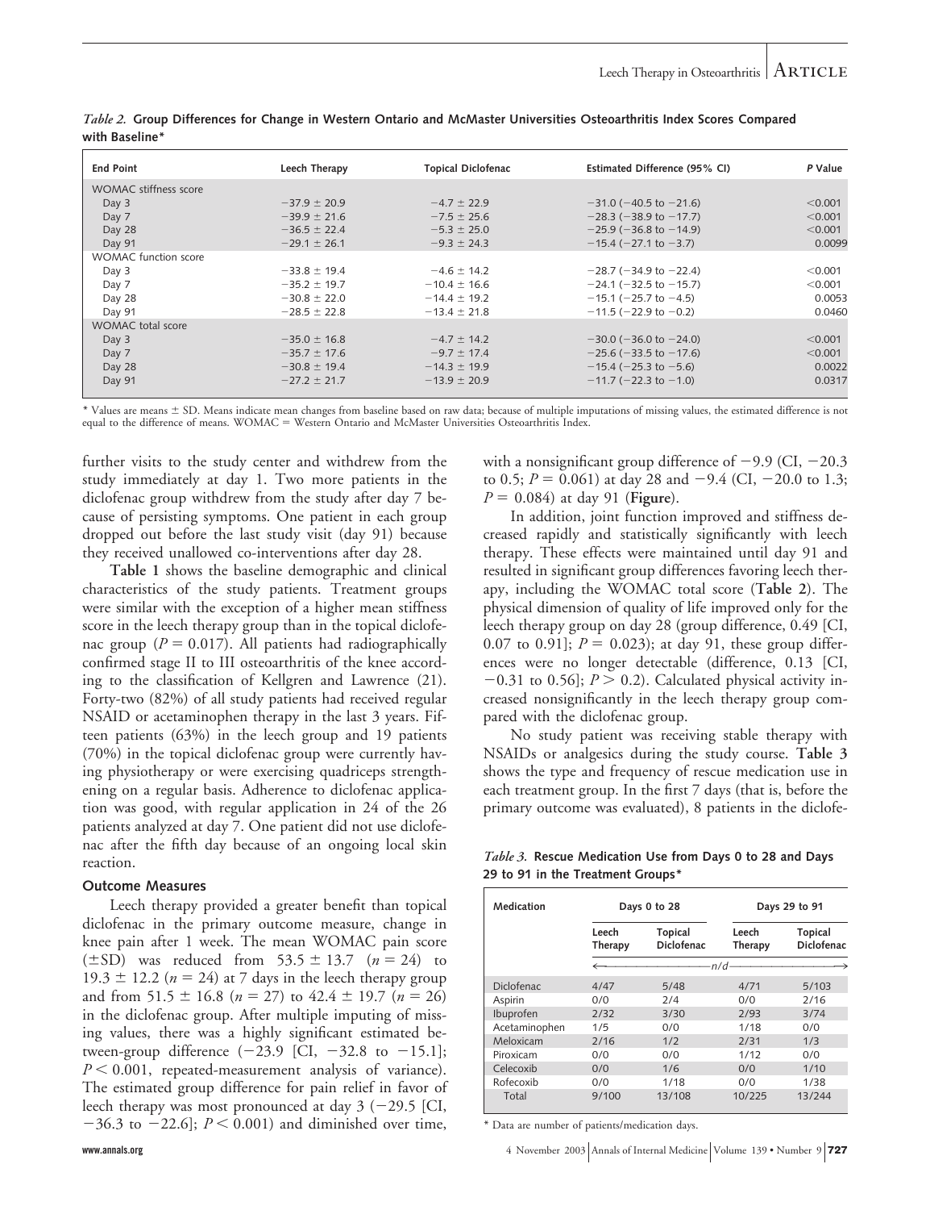*Table 2.* **Group Differences for Change in Western Ontario and McMaster Universities Osteoarthritis Index Scores Compared with Baseline***

| End Point | Leech Therapy | Topical Diclofenac | Estimated Difference (95% CI) | P Value |
|---|---|---|---|---|
| WOMAC stiffness score | | | | |
| Day 3 | −37.9 ± 20.9 | −4.7 ± 22.9 | −31.0 (−40.5 to −21.6) | <0.001 |
| Day 7 | −39.9 ± 21.6 | −7.5 ± 25.6 | −28.3 (−38.9 to −17.7) | <0.001 |
| Day 28 | −36.5 ± 22.4 | −5.3 ± 25.0 | −25.9 (−36.8 to −14.9) | <0.001 |
| Day 91 | −29.1 ± 26.1 | −9.3 ± 24.3 | −15.4 (−27.1 to −3.7) | 0.0099 |
| WOMAC function score | | | | |
| Day 3 | −33.8 ± 19.4 | −4.6 ± 14.2 | −28.7 (−34.9 to −22.4) | <0.001 |
| Day 7 | −35.2 ± 19.7 | −10.4 ± 16.6 | −24.1 (−32.5 to −15.7) | <0.001 |
| Day 28 | −30.8 ± 22.0 | −14.4 ± 19.2 | −15.1 (−25.7 to −4.5) | 0.0053 |
| Day 91 | −28.5 ± 22.8 | −13.4 ± 21.8 | −11.5 (−22.9 to −0.2) | 0.0460 |
| WOMAC total score | | | | |
| Day 3 | −35.0 ± 16.8 | −4.7 ± 14.2 | −30.0 (−36.0 to −24.0) | <0.001 |
| Day 7 | −35.7 ± 17.6 | −9.7 ± 17.4 | −25.6 (−33.5 to −17.6) | <0.001 |
| Day 28 | −30.8 ± 19.4 | −14.3 ± 19.9 | −15.4 (−25.3 to −5.6) | 0.0022 |
| Day 91 | −27.2 ± 21.7 | −13.9 ± 20.9 | −11.7 (−22.3 to −1.0) | 0.0317 |

\* Values are means ± SD. Means indicate mean changes from baseline based on raw data; because of multiple imputations of missing values, the estimated difference is not equal to the difference of means. WOMAC = Western Ontario and McMaster Universities Osteoarthritis Index.

further visits to the study center and withdrew from the study immediately at day 1. Two more patients in the diclofenac group withdrew from the study after day 7 because of persisting symptoms. One patient in each group dropped out before the last study visit (day 91) because they received unallowed co-interventions after day 28.

**Table 1** shows the baseline demographic and clinical characteristics of the study patients. Treatment groups were similar with the exception of a higher mean stiffness score in the leech therapy group than in the topical diclofenac group ($P = 0.017$). All patients had radiographically confirmed stage II to III osteoarthritis of the knee according to the classification of Kellgren and Lawrence (21). Forty-two (82%) of all study patients had received regular NSAID or acetaminophen therapy in the last 3 years. Fifteen patients (63%) in the leech group and 19 patients (70%) in the topical diclofenac group were currently having physiotherapy or were exercising quadriceps strengthening on a regular basis. Adherence to diclofenac application was good, with regular application in 24 of the 26 patients analyzed at day 7. One patient did not use diclofenac after the fifth day because of an ongoing local skin reaction.

### Outcome Measures

Leech therapy provided a greater benefit than topical diclofenac in the primary outcome measure, change in knee pain after 1 week. The mean WOMAC pain score (±SD) was reduced from 53.5 ± 13.7 ($n = 24$) to 19.3 ± 12.2 ($n = 24$) at 7 days in the leech therapy group and from 51.5 ± 16.8 ($n = 27$) to 42.4 ± 19.7 ($n = 26$) in the diclofenac group. After multiple imputing of missing values, there was a highly significant estimated between-group difference (−23.9 [CI, −32.8 to −15.1]; $P < 0.001$, repeated-measurement analysis of variance). The estimated group difference for pain relief in favor of leech therapy was most pronounced at day 3 (−29.5 [CI, −36.3 to −22.6]; $P < 0.001$) and diminished over time, with a nonsignificant group difference of −9.9 (CI, −20.3 to 0.5; $P = 0.061$) at day 28 and −9.4 (CI, −20.0 to 1.3; $P = 0.084$) at day 91 (**Figure**).

In addition, joint function improved and stiffness decreased rapidly and statistically significantly with leech therapy. These effects were maintained until day 91 and resulted in significant group differences favoring leech therapy, including the WOMAC total score (**Table 2**). The physical dimension of quality of life improved only for the leech therapy group on day 28 (group difference, 0.49 [CI, 0.07 to 0.91]; $P = 0.023$); at day 91, these group differences were no longer detectable (difference, 0.13 [CI, −0.31 to 0.56]; $P > 0.2$). Calculated physical activity increased nonsignificantly in the leech therapy group compared with the diclofenac group.

No study patient was receiving stable therapy with NSAIDs or analgesics during the study course. **Table 3** shows the type and frequency of rescue medication use in each treatment group. In the first 7 days (that is, before the primary outcome was evaluated), 8 patients in the diclofe-

*Table 3.* **Rescue Medication Use from Days 0 to 28 and Days 29 to 91 in the Treatment Groups***

| Medication | Days 0 to 28 | | Days 29 to 91 | |
|---|---|---|---|---|
| | Leech Therapy | Topical Diclofenac | Leech Therapy | Topical Diclofenac |
| | ←——— | ——— n/d ——— | ——— | ———→ |
| Diclofenac | 4/47 | 5/48 | 4/71 | 5/103 |
| Aspirin | 0/0 | 2/4 | 0/0 | 2/16 |
| Ibuprofen | 2/32 | 3/30 | 2/93 | 3/74 |
| Acetaminophen | 1/5 | 0/0 | 1/18 | 0/0 |
| Meloxicam | 2/16 | 1/2 | 2/31 | 1/3 |
| Piroxicam | 0/0 | 0/0 | 1/12 | 0/0 |
| Celecoxib | 0/0 | 1/6 | 0/0 | 1/10 |
| Rofecoxib | 0/0 | 1/18 | 0/0 | 1/38 |
| Total | 9/100 | 13/108 | 10/225 | 13/244 |

\* Data are number of patients/medication days.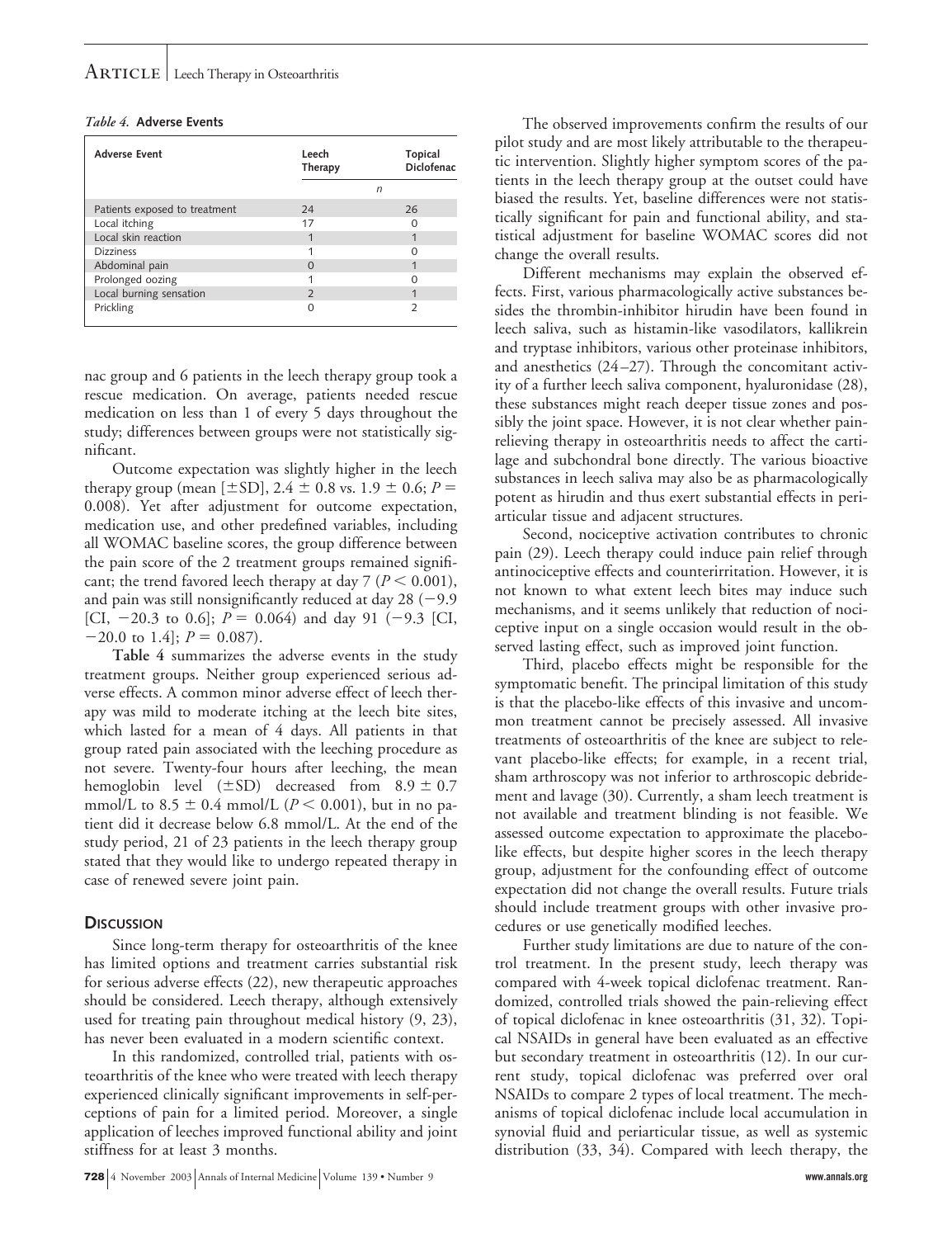*Table 4.* **Adverse Events**

| Adverse Event | Leech Therapy | Topical Diclofenac |
|---|---|---|
| | *n* | |
| Patients exposed to treatment | 24 | 26 |
| Local itching | 17 | 0 |
| Local skin reaction | 1 | 1 |
| Dizziness | 1 | 0 |
| Abdominal pain | 0 | 1 |
| Prolonged oozing | 1 | 0 |
| Local burning sensation | 2 | 1 |
| Prickling | 0 | 2 |

nac group and 6 patients in the leech therapy group took a rescue medication. On average, patients needed rescue medication on less than 1 of every 5 days throughout the study; differences between groups were not statistically significant.

Outcome expectation was slightly higher in the leech therapy group (mean [±SD], 2.4 ± 0.8 vs. 1.9 ± 0.6; $P =$ 0.008). Yet after adjustment for outcome expectation, medication use, and other predefined variables, including all WOMAC baseline scores, the group difference between the pain score of the 2 treatment groups remained significant; the trend favored leech therapy at day 7 ($P < 0.001$), and pain was still nonsignificantly reduced at day 28 (−9.9 [CI, −20.3 to 0.6]; $P = 0.064$) and day 91 (−9.3 [CI, −20.0 to 1.4]; $P = 0.087$).

**Table 4** summarizes the adverse events in the study treatment groups. Neither group experienced serious adverse effects. A common minor adverse effect of leech therapy was mild to moderate itching at the leech bite sites, which lasted for a mean of 4 days. All patients in that group rated pain associated with the leeching procedure as not severe. Twenty-four hours after leeching, the mean hemoglobin level (±SD) decreased from 8.9 ± 0.7 mmol/L to 8.5 ± 0.4 mmol/L ($P < 0.001$), but in no patient did it decrease below 6.8 mmol/L. At the end of the study period, 21 of 23 patients in the leech therapy group stated that they would like to undergo repeated therapy in case of renewed severe joint pain.

## Discussion

Since long-term therapy for osteoarthritis of the knee has limited options and treatment carries substantial risk for serious adverse effects (22), new therapeutic approaches should be considered. Leech therapy, although extensively used for treating pain throughout medical history (9, 23), has never been evaluated in a modern scientific context.

In this randomized, controlled trial, patients with osteoarthritis of the knee who were treated with leech therapy experienced clinically significant improvements in self-perceptions of pain for a limited period. Moreover, a single application of leeches improved functional ability and joint stiffness for at least 3 months.

The observed improvements confirm the results of our pilot study and are most likely attributable to the therapeutic intervention. Slightly higher symptom scores of the patients in the leech therapy group at the outset could have biased the results. Yet, baseline differences were not statistically significant for pain and functional ability, and statistical adjustment for baseline WOMAC scores did not change the overall results.

Different mechanisms may explain the observed effects. First, various pharmacologically active substances besides the thrombin-inhibitor hirudin have been found in leech saliva, such as histamin-like vasodilators, kallikrein and tryptase inhibitors, various other proteinase inhibitors, and anesthetics (24–27). Through the concomitant activity of a further leech saliva component, hyaluronidase (28), these substances might reach deeper tissue zones and possibly the joint space. However, it is not clear whether pain-relieving therapy in osteoarthritis needs to affect the cartilage and subchondral bone directly. The various bioactive substances in leech saliva may also be as pharmacologically potent as hirudin and thus exert substantial effects in periarticular tissue and adjacent structures.

Second, nociceptive activation contributes to chronic pain (29). Leech therapy could induce pain relief through antinociceptive effects and counterirritation. However, it is not known to what extent leech bites may induce such mechanisms, and it seems unlikely that reduction of nociceptive input on a single occasion would result in the observed lasting effect, such as improved joint function.

Third, placebo effects might be responsible for the symptomatic benefit. The principal limitation of this study is that the placebo-like effects of this invasive and uncommon treatment cannot be precisely assessed. All invasive treatments of osteoarthritis of the knee are subject to relevant placebo-like effects; for example, in a recent trial, sham arthroscopy was not inferior to arthroscopic debridement and lavage (30). Currently, a sham leech treatment is not available and treatment blinding is not feasible. We assessed outcome expectation to approximate the placebo-like effects, but despite higher scores in the leech therapy group, adjustment for the confounding effect of outcome expectation did not change the overall results. Future trials should include treatment groups with other invasive procedures or use genetically modified leeches.

Further study limitations are due to nature of the control treatment. In the present study, leech therapy was compared with 4-week topical diclofenac treatment. Randomized, controlled trials showed the pain-relieving effect of topical diclofenac in knee osteoarthritis (31, 32). Topical NSAIDs in general have been evaluated as an effective but secondary treatment in osteoarthritis (12). In our current study, topical diclofenac was preferred over oral NSAIDs to compare 2 types of local treatment. The mechanisms of topical diclofenac include local accumulation in synovial fluid and periarticular tissue, as well as systemic distribution (33, 34). Compared with leech therapy, the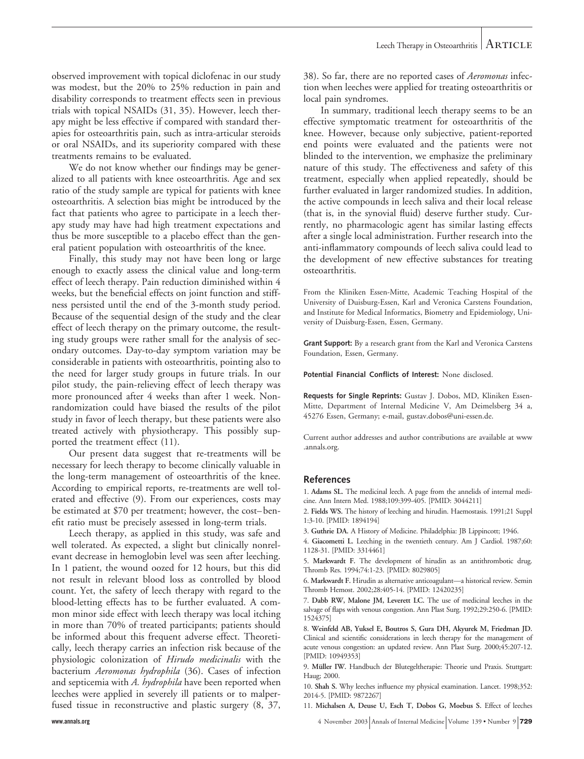observed improvement with topical diclofenac in our study was modest, but the 20% to 25% reduction in pain and disability corresponds to treatment effects seen in previous trials with topical NSAIDs (31, 35). However, leech therapy might be less effective if compared with standard therapies for osteoarthritis pain, such as intra-articular steroids or oral NSAIDs, and its superiority compared with these treatments remains to be evaluated.

We do not know whether our findings may be generalized to all patients with knee osteoarthritis. Age and sex ratio of the study sample are typical for patients with knee osteoarthritis. A selection bias might be introduced by the fact that patients who agree to participate in a leech therapy study may have had high treatment expectations and thus be more susceptible to a placebo effect than the general patient population with osteoarthritis of the knee.

Finally, this study may not have been long or large enough to exactly assess the clinical value and long-term effect of leech therapy. Pain reduction diminished within 4 weeks, but the beneficial effects on joint function and stiffness persisted until the end of the 3-month study period. Because of the sequential design of the study and the clear effect of leech therapy on the primary outcome, the resulting study groups were rather small for the analysis of secondary outcomes. Day-to-day symptom variation may be considerable in patients with osteoarthritis, pointing also to the need for larger study groups in future trials. In our pilot study, the pain-relieving effect of leech therapy was more pronounced after 4 weeks than after 1 week. Nonrandomization could have biased the results of the pilot study in favor of leech therapy, but these patients were also treated actively with physiotherapy. This possibly supported the treatment effect (11).

Our present data suggest that re-treatments will be necessary for leech therapy to become clinically valuable in the long-term management of osteoarthritis of the knee. According to empirical reports, re-treatments are well tolerated and effective (9). From our experiences, costs may be estimated at $70 per treatment; however, the cost–benefit ratio must be precisely assessed in long-term trials.

Leech therapy, as applied in this study, was safe and well tolerated. As expected, a slight but clinically nonrelevant decrease in hemoglobin level was seen after leeching. In 1 patient, the wound oozed for 12 hours, but this did not result in relevant blood loss as controlled by blood count. Yet, the safety of leech therapy with regard to the blood-letting effects has to be further evaluated. A common minor side effect with leech therapy was local itching in more than 70% of treated participants; patients should be informed about this frequent adverse effect. Theoretically, leech therapy carries an infection risk because of the physiologic colonization of *Hirudo medicinalis* with the bacterium *Aeromonas hydrophila* (36). Cases of infection and septicemia with *A. hydrophila* have been reported when leeches were applied in severely ill patients or to malperfused tissue in reconstructive and plastic surgery (8, 37, 38). So far, there are no reported cases of *Aeromonas* infection when leeches were applied for treating osteoarthritis or local pain syndromes.

In summary, traditional leech therapy seems to be an effective symptomatic treatment for osteoarthritis of the knee. However, because only subjective, patient-reported end points were evaluated and the patients were not blinded to the intervention, we emphasize the preliminary nature of this study. The effectiveness and safety of this treatment, especially when applied repeatedly, should be further evaluated in larger randomized studies. In addition, the active compounds in leech saliva and their local release (that is, in the synovial fluid) deserve further study. Currently, no pharmacologic agent has similar lasting effects after a single local administration. Further research into the anti-inflammatory compounds of leech saliva could lead to the development of new effective substances for treating osteoarthritis.

From the Kliniken Essen-Mitte, Academic Teaching Hospital of the University of Duisburg-Essen, Karl and Veronica Carstens Foundation, and Institute for Medical Informatics, Biometry and Epidemiology, University of Duisburg-Essen, Essen, Germany.

**Grant Support:** By a research grant from the Karl and Veronica Carstens Foundation, Essen, Germany.

**Potential Financial Conflicts of Interest:** None disclosed.

**Requests for Single Reprints:** Gustav J. Dobos, MD, Kliniken Essen-Mitte, Department of Internal Medicine V, Am Deimelsberg 34 a, 45276 Essen, Germany; e-mail, gustav.dobos@uni-essen.de.

Current author addresses and author contributions are available at www.annals.org.

## References

1. **Adams SL.** The medicinal leech. A page from the annelids of internal medicine. Ann Intern Med. 1988;109:399-405. [PMID: 3044211]
2. **Fields WS.** The history of leeching and hirudin. Haemostasis. 1991;21 Suppl 1:3-10. [PMID: 1894194]
3. **Guthrie DA.** A History of Medicine. Philadelphia: JB Lippincott; 1946.
4. **Giacometti L.** Leeching in the twentieth century. Am J Cardiol. 1987;60: 1128-31. [PMID: 3314461]
5. **Markwardt F.** The development of hirudin as an antithrombotic drug. Thromb Res. 1994;74:1-23. [PMID: 8029805]
6. **Markwardt F.** Hirudin as alternative anticoagulant—a historical review. Semin Thromb Hemost. 2002;28:405-14. [PMID: 12420235]
7. **Dabb RW, Malone JM, Leverett LC.** The use of medicinal leeches in the salvage of flaps with venous congestion. Ann Plast Surg. 1992;29:250-6. [PMID: 1524375]
8. **Weinfeld AB, Yuksel E, Boutros S, Gura DH, Akyurek M, Friedman JD.** Clinical and scientific considerations in leech therapy for the management of acute venous congestion: an updated review. Ann Plast Surg. 2000;45:207-12. [PMID: 10949353]
9. **Müller IW.** Handbuch der Blutegeltherapie: Theorie und Praxis. Stuttgart: Haug; 2000.
10. **Shah S.** Why leeches influence my physical examination. Lancet. 1998;352: 2014-5. [PMID: 9872267]
11. **Michalsen A, Deuse U, Esch T, Dobos G, Moebus S.** Effect of leeches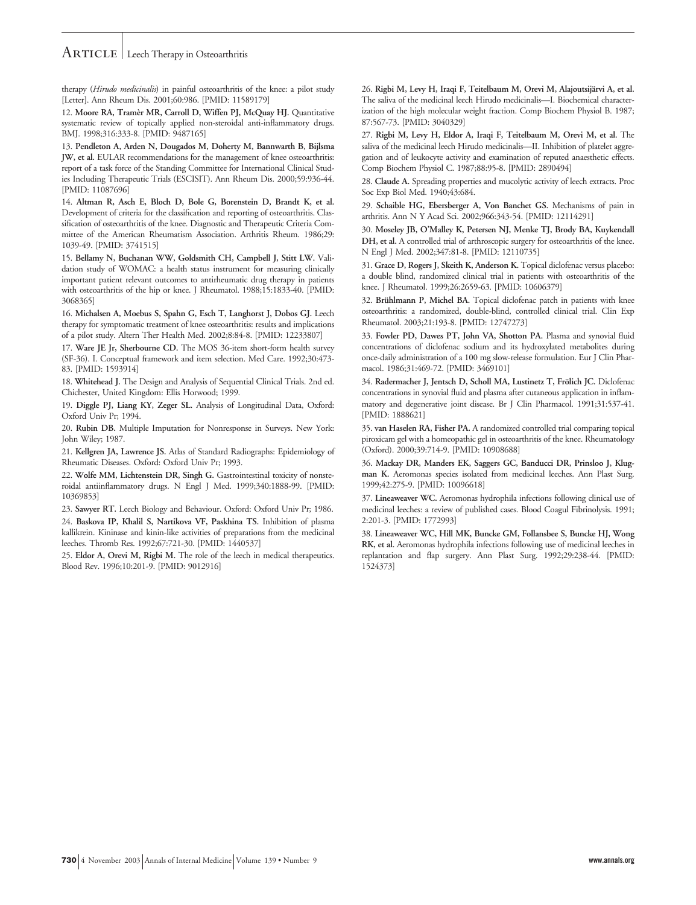therapy (*Hirudo medicinalis*) in painful osteoarthritis of the knee: a pilot study [Letter]. Ann Rheum Dis. 2001;60:986. [PMID: 11589179]

12. **Moore RA, Tramèr MR, Carroll D, Wiffen PJ, McQuay HJ.** Quantitative systematic review of topically applied non-steroidal anti-inflammatory drugs. BMJ. 1998;316:333-8. [PMID: 9487165]

13. **Pendleton A, Arden N, Dougados M, Doherty M, Bannwarth B, Bijlsma JW, et al.** EULAR recommendations for the management of knee osteoarthritis: report of a task force of the Standing Committee for International Clinical Studies Including Therapeutic Trials (ESCISIT). Ann Rheum Dis. 2000;59:936-44. [PMID: 11087696]

14. **Altman R, Asch E, Bloch D, Bole G, Borenstein D, Brandt K, et al.** Development of criteria for the classification and reporting of osteoarthritis. Classification of osteoarthritis of the knee. Diagnostic and Therapeutic Criteria Committee of the American Rheumatism Association. Arthritis Rheum. 1986;29:1039-49. [PMID: 3741515]

15. **Bellamy N, Buchanan WW, Goldsmith CH, Campbell J, Stitt LW.** Validation study of WOMAC: a health status instrument for measuring clinically important patient relevant outcomes to antirheumatic drug therapy in patients with osteoarthritis of the hip or knee. J Rheumatol. 1988;15:1833-40. [PMID: 3068365]

16. **Michalsen A, Moebus S, Spahn G, Esch T, Langhorst J, Dobos GJ.** Leech therapy for symptomatic treatment of knee osteoarthritis: results and implications of a pilot study. Altern Ther Health Med. 2002;8:84-8. [PMID: 12233807]

17. **Ware JE Jr, Sherbourne CD.** The MOS 36-item short-form health survey (SF-36). I. Conceptual framework and item selection. Med Care. 1992;30:473-83. [PMID: 1593914]

18. **Whitehead J.** The Design and Analysis of Sequential Clinical Trials. 2nd ed. Chichester, United Kingdom: Ellis Horwood; 1999.

19. **Diggle PJ, Liang KY, Zeger SL.** Analysis of Longitudinal Data, Oxford: Oxford Univ Pr; 1994.

20. **Rubin DB.** Multiple Imputation for Nonresponse in Surveys. New York: John Wiley; 1987.

21. **Kellgren JA, Lawrence JS.** Atlas of Standard Radiographs: Epidemiology of Rheumatic Diseases. Oxford: Oxford Univ Pr; 1993.

22. **Wolfe MM, Lichtenstein DR, Singh G.** Gastrointestinal toxicity of nonsteroidal antiinflammatory drugs. N Engl J Med. 1999;340:1888-99. [PMID: 10369853]

23. **Sawyer RT.** Leech Biology and Behaviour. Oxford: Oxford Univ Pr; 1986.

24. **Baskova IP, Khalil S, Nartikova VF, Paskhina TS.** Inhibition of plasma kallikrein. Kininase and kinin-like activities of preparations from the medicinal leeches. Thromb Res. 1992;67:721-30. [PMID: 1440537]

25. **Eldor A, Orevi M, Rigbi M.** The role of the leech in medical therapeutics. Blood Rev. 1996;10:201-9. [PMID: 9012916]

26. **Rigbi M, Levy H, Iraqi F, Teitelbaum M, Orevi M, Alajoutsijärvi A, et al.** The saliva of the medicinal leech Hirudo medicinalis—I. Biochemical characterization of the high molecular weight fraction. Comp Biochem Physiol B. 1987;87:567-73. [PMID: 3040329]

27. **Rigbi M, Levy H, Eldor A, Iraqi F, Teitelbaum M, Orevi M, et al.** The saliva of the medicinal leech Hirudo medicinalis—II. Inhibition of platelet aggregation and of leukocyte activity and examination of reputed anaesthetic effects. Comp Biochem Physiol C. 1987;88:95-8. [PMID: 2890494]

28. **Claude A.** Spreading properties and mucolytic activity of leech extracts. Proc Soc Exp Biol Med. 1940;43:684.

29. **Schaible HG, Ebersberger A, Von Banchet GS.** Mechanisms of pain in arthritis. Ann N Y Acad Sci. 2002;966:343-54. [PMID: 12114291]

30. **Moseley JB, O'Malley K, Petersen NJ, Menke TJ, Brody BA, Kuykendall DH, et al.** A controlled trial of arthroscopic surgery for osteoarthritis of the knee. N Engl J Med. 2002;347:81-8. [PMID: 12110735]

31. **Grace D, Rogers J, Skeith K, Anderson K.** Topical diclofenac versus placebo: a double blind, randomized clinical trial in patients with osteoarthritis of the knee. J Rheumatol. 1999;26:2659-63. [PMID: 10606379]

32. **Brühlmann P, Michel BA.** Topical diclofenac patch in patients with knee osteoarthritis: a randomized, double-blind, controlled clinical trial. Clin Exp Rheumatol. 2003;21:193-8. [PMID: 12747273]

33. **Fowler PD, Dawes PT, John VA, Shotton PA.** Plasma and synovial fluid concentrations of diclofenac sodium and its hydroxylated metabolites during once-daily administration of a 100 mg slow-release formulation. Eur J Clin Pharmacol. 1986;31:469-72. [PMID: 3469101]

34. **Radermacher J, Jentsch D, Scholl MA, Lustinetz T, Frölich JC.** Diclofenac concentrations in synovial fluid and plasma after cutaneous application in inflammatory and degenerative joint disease. Br J Clin Pharmacol. 1991;31:537-41. [PMID: 1888621]

35. **van Haselen RA, Fisher PA.** A randomized controlled trial comparing topical piroxicam gel with a homeopathic gel in osteoarthritis of the knee. Rheumatology (Oxford). 2000;39:714-9. [PMID: 10908688]

36. **Mackay DR, Manders EK, Saggers GC, Banducci DR, Prinsloo J, Klugman K.** Aeromonas species isolated from medicinal leeches. Ann Plast Surg. 1999;42:275-9. [PMID: 10096618]

37. **Lineaweaver WC.** Aeromonas hydrophila infections following clinical use of medicinal leeches: a review of published cases. Blood Coagul Fibrinolysis. 1991;2:201-3. [PMID: 1772993]

38. **Lineaweaver WC, Hill MK, Buncke GM, Follansbee S, Buncke HJ, Wong RK, et al.** Aeromonas hydrophila infections following use of medicinal leeches in replantation and flap surgery. Ann Plast Surg. 1992;29:238-44. [PMID: 1524373]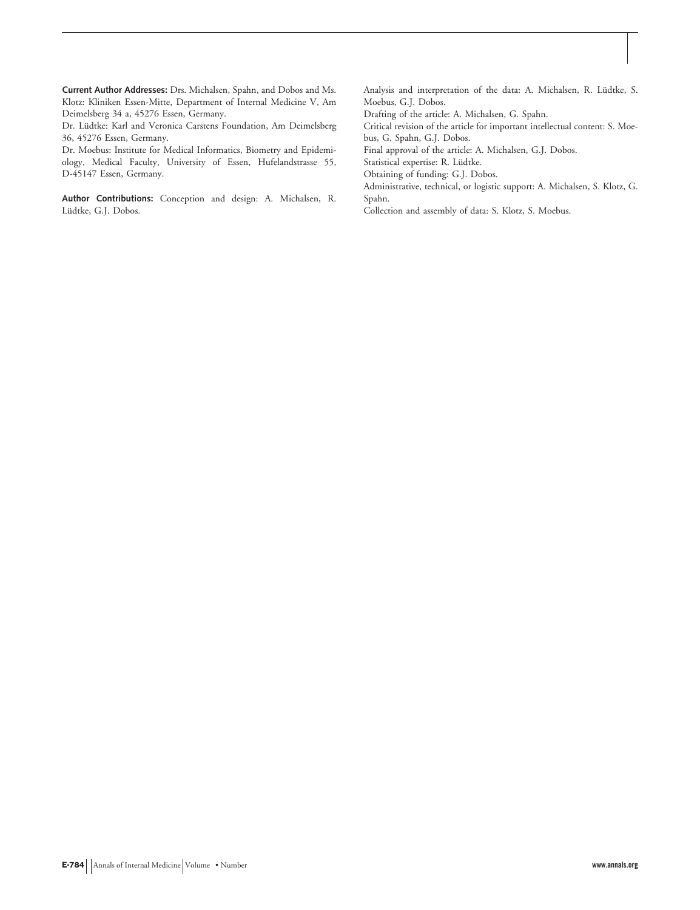**Current Author Addresses:** Drs. Michalsen, Spahn, and Dobos and Ms. Klotz: Kliniken Essen-Mitte, Department of Internal Medicine V, Am Deimelsberg 34 a, 45276 Essen, Germany.

Dr. Lüdtke: Karl and Veronica Carstens Foundation, Am Deimelsberg 36, 45276 Essen, Germany.

Dr. Moebus: Institute for Medical Informatics, Biometry and Epidemiology, Medical Faculty, University of Essen, Hufelandstrasse 55, D-45147 Essen, Germany.

**Author Contributions:** Conception and design: A. Michalsen, R. Lüdtke, G.J. Dobos.

Analysis and interpretation of the data: A. Michalsen, R. Lüdtke, S. Moebus, G.J. Dobos.

Drafting of the article: A. Michalsen, G. Spahn.

Critical revision of the article for important intellectual content: S. Moebus, G. Spahn, G.J. Dobos.

Final approval of the article: A. Michalsen, G.J. Dobos.

Statistical expertise: R. Lüdtke.

Obtaining of funding: G.J. Dobos.

Administrative, technical, or logistic support: A. Michalsen, S. Klotz, G. Spahn.

Collection and assembly of data: S. Klotz, S. Moebus.